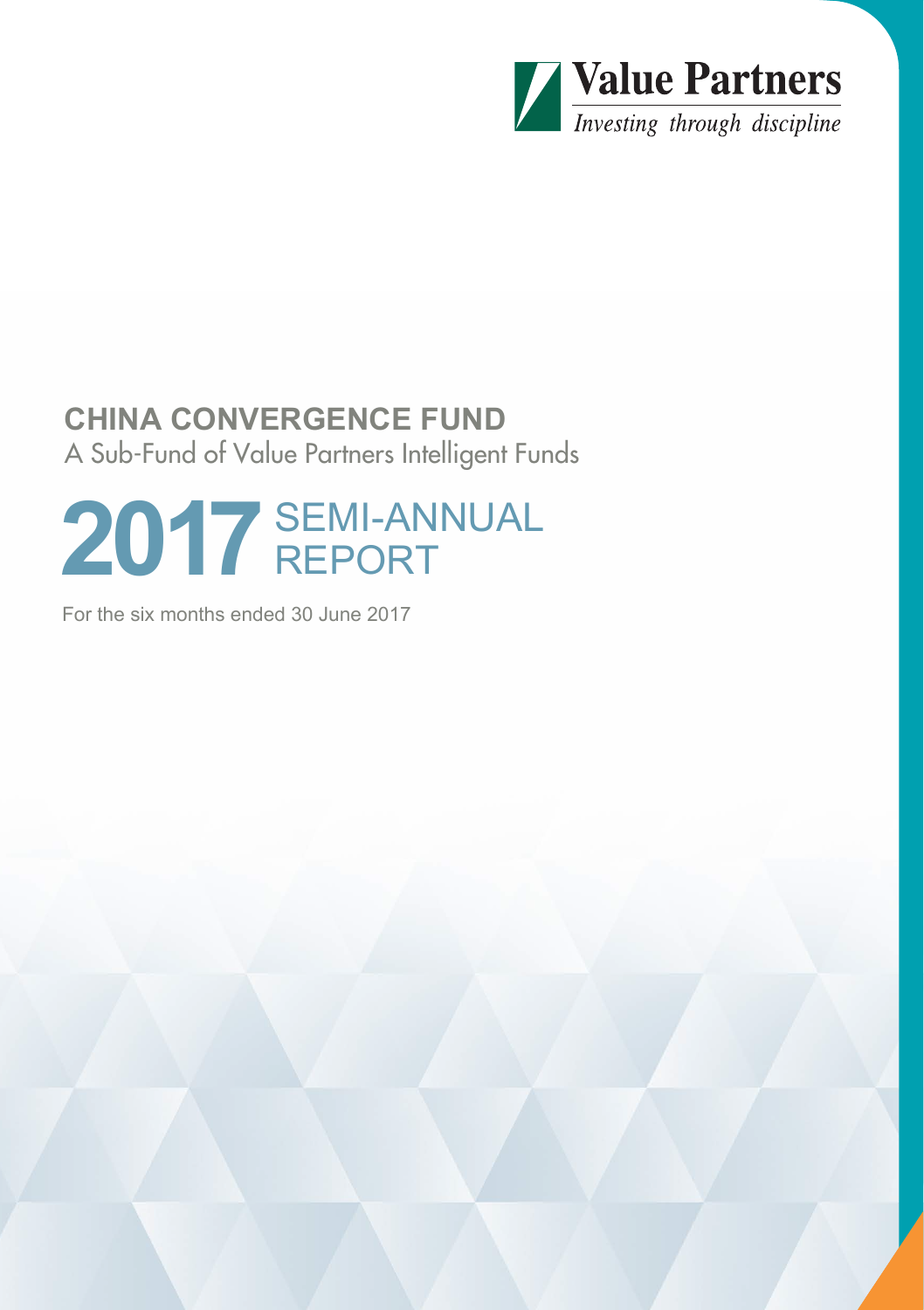Value Partners

*Investing through discipline*

# CHINA CONVERGENCE FUND

A Sub-Fund of Value Partners Intelligent Funds

# 2017 SEMI-ANNUAL REPORT

For the six months ended 30 June 2017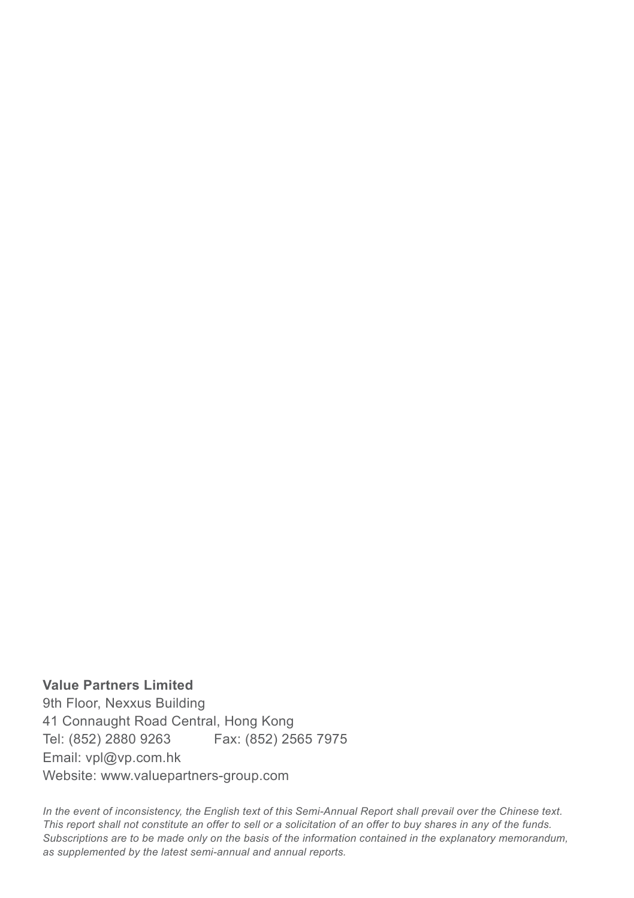**Value Partners Limited**
9th Floor, Nexxus Building
41 Connaught Road Central, Hong Kong
Tel: (852) 2880 9263 Fax: (852) 2565 7975
Email: vpl@vp.com.hk
Website: www.valuepartners-group.com

*In the event of inconsistency, the English text of this Semi-Annual Report shall prevail over the Chinese text. This report shall not constitute an offer to sell or a solicitation of an offer to buy shares in any of the funds. Subscriptions are to be made only on the basis of the information contained in the explanatory memorandum, as supplemented by the latest semi-annual and annual reports.*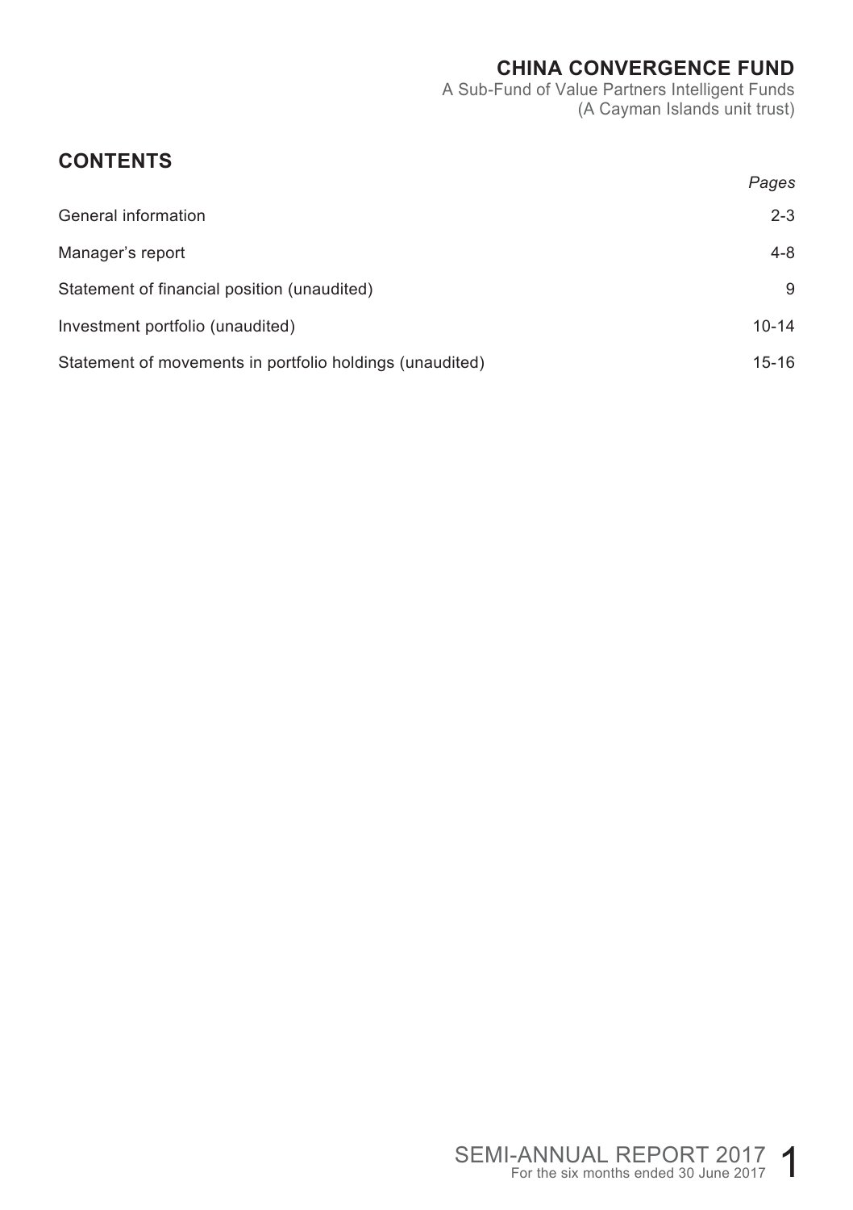# CHINA CONVERGENCE FUND

A Sub-Fund of Value Partners Intelligent Funds
(A Cayman Islands unit trust)

## CONTENTS

| | *Pages* |
|---|---|
| General information | 2-3 |
| Manager's report | 4-8 |
| Statement of financial position (unaudited) | 9 |
| Investment portfolio (unaudited) | 10-14 |
| Statement of movements in portfolio holdings (unaudited) | 15-16 |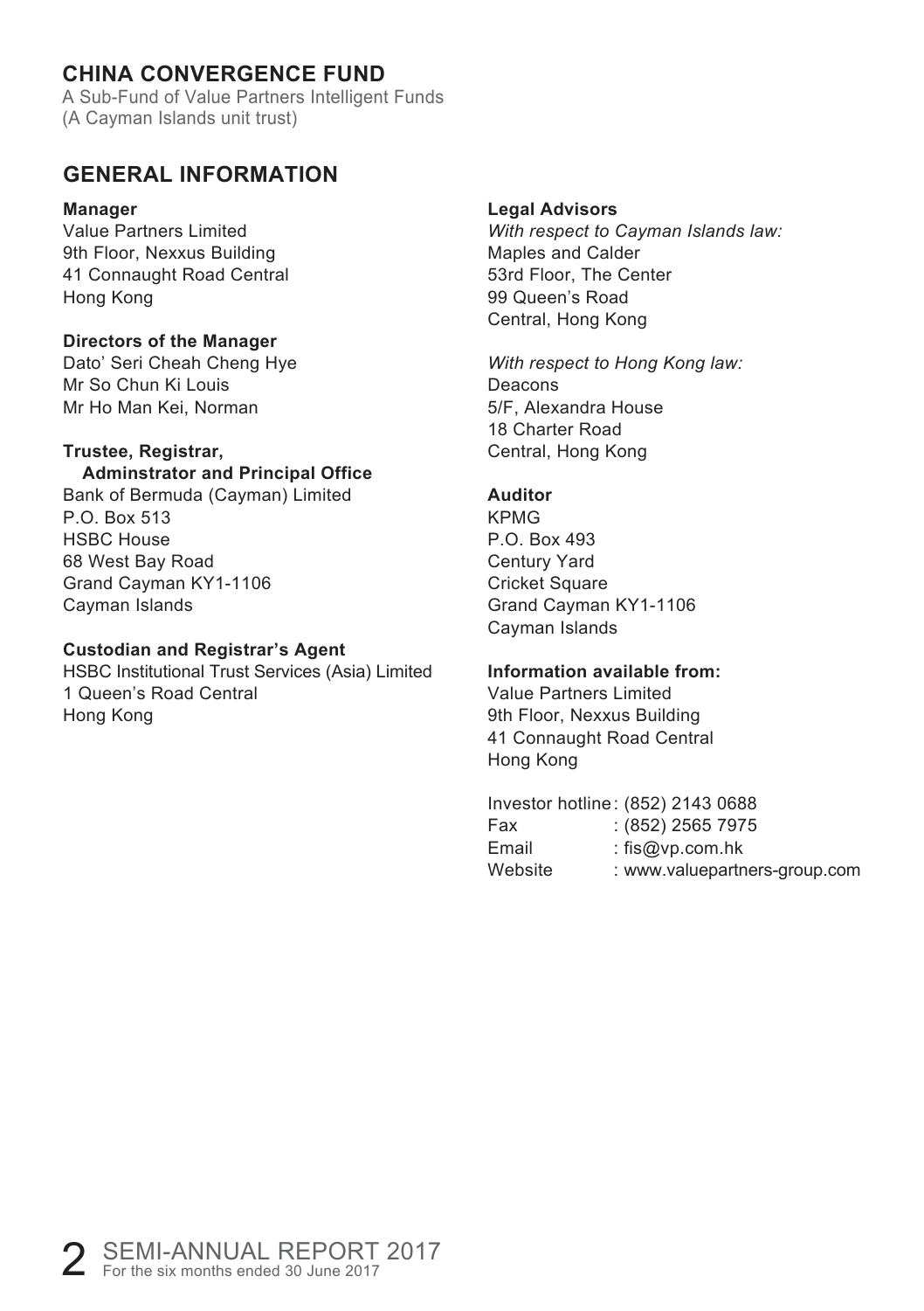# CHINA CONVERGENCE FUND

A Sub-Fund of Value Partners Intelligent Funds
(A Cayman Islands unit trust)

## GENERAL INFORMATION

**Manager**
Value Partners Limited
9th Floor, Nexxus Building
41 Connaught Road Central
Hong Kong

**Directors of the Manager**
Dato' Seri Cheah Cheng Hye
Mr So Chun Ki Louis
Mr Ho Man Kei, Norman

**Trustee, Registrar, Adminstrator and Principal Office**
Bank of Bermuda (Cayman) Limited
P.O. Box 513
HSBC House
68 West Bay Road
Grand Cayman KY1-1106
Cayman Islands

**Custodian and Registrar's Agent**
HSBC Institutional Trust Services (Asia) Limited
1 Queen's Road Central
Hong Kong

**Legal Advisors**
*With respect to Cayman Islands law:*
Maples and Calder
53rd Floor, The Center
99 Queen's Road
Central, Hong Kong

*With respect to Hong Kong law:*
Deacons
5/F, Alexandra House
18 Charter Road
Central, Hong Kong

**Auditor**
KPMG
P.O. Box 493
Century Yard
Cricket Square
Grand Cayman KY1-1106
Cayman Islands

**Information available from:**
Value Partners Limited
9th Floor, Nexxus Building
41 Connaught Road Central
Hong Kong

Investor hotline: (852) 2143 0688
Fax: (852) 2565 7975
Email: fis@vp.com.hk
Website: www.valuepartners-group.com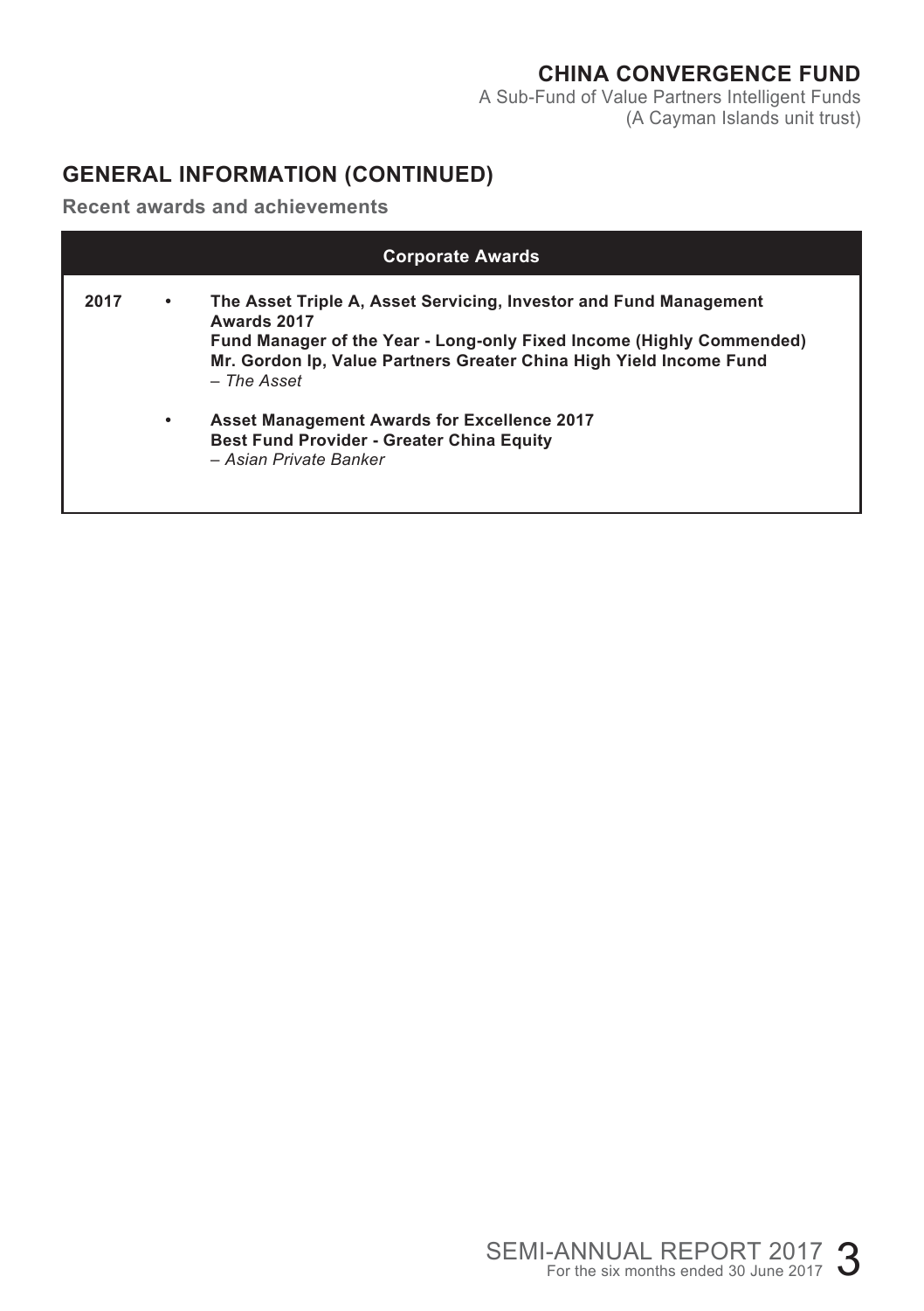## GENERAL INFORMATION (CONTINUED)

### Recent awards and achievements

| Corporate Awards | | |
|---|---|---|
| 2017 | • | **The Asset Triple A, Asset Servicing, Investor and Fund Management Awards 2017**<br>**Fund Manager of the Year - Long-only Fixed Income (Highly Commended)**<br>**Mr. Gordon Ip, Value Partners Greater China High Yield Income Fund**<br>– *The Asset* |
| | • | **Asset Management Awards for Excellence 2017**<br>**Best Fund Provider - Greater China Equity**<br>– *Asian Private Banker* |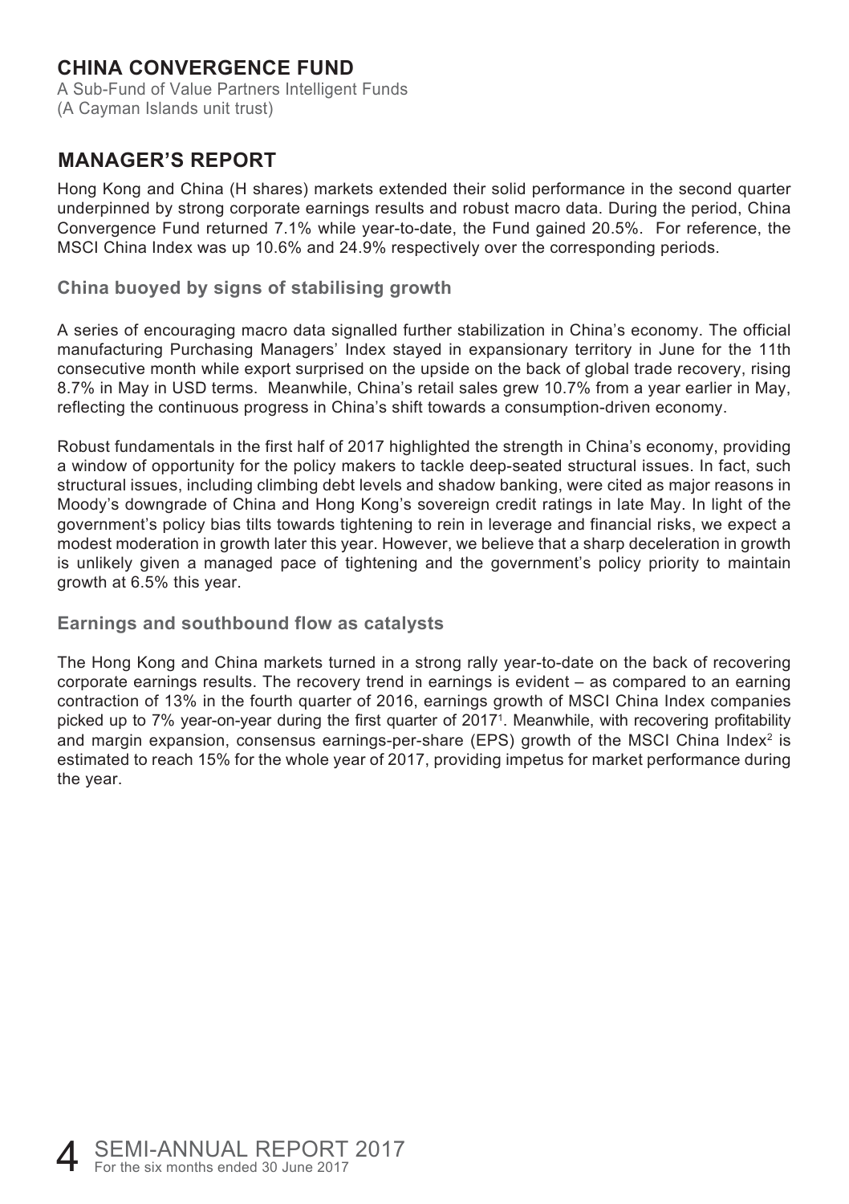## CHINA CONVERGENCE FUND

A Sub-Fund of Value Partners Intelligent Funds
(A Cayman Islands unit trust)

# MANAGER'S REPORT

Hong Kong and China (H shares) markets extended their solid performance in the second quarter underpinned by strong corporate earnings results and robust macro data. During the period, China Convergence Fund returned 7.1% while year-to-date, the Fund gained 20.5%. For reference, the MSCI China Index was up 10.6% and 24.9% respectively over the corresponding periods.

### China buoyed by signs of stabilising growth

A series of encouraging macro data signalled further stabilization in China's economy. The official manufacturing Purchasing Managers' Index stayed in expansionary territory in June for the 11th consecutive month while export surprised on the upside on the back of global trade recovery, rising 8.7% in May in USD terms. Meanwhile, China's retail sales grew 10.7% from a year earlier in May, reflecting the continuous progress in China's shift towards a consumption-driven economy.

Robust fundamentals in the first half of 2017 highlighted the strength in China's economy, providing a window of opportunity for the policy makers to tackle deep-seated structural issues. In fact, such structural issues, including climbing debt levels and shadow banking, were cited as major reasons in Moody's downgrade of China and Hong Kong's sovereign credit ratings in late May. In light of the government's policy bias tilts towards tightening to rein in leverage and financial risks, we expect a modest moderation in growth later this year. However, we believe that a sharp deceleration in growth is unlikely given a managed pace of tightening and the government's policy priority to maintain growth at 6.5% this year.

### Earnings and southbound flow as catalysts

The Hong Kong and China markets turned in a strong rally year-to-date on the back of recovering corporate earnings results. The recovery trend in earnings is evident – as compared to an earning contraction of 13% in the fourth quarter of 2016, earnings growth of MSCI China Index companies picked up to 7% year-on-year during the first quarter of 2017[1]. Meanwhile, with recovering profitability and margin expansion, consensus earnings-per-share (EPS) growth of the MSCI China Index[2] is estimated to reach 15% for the whole year of 2017, providing impetus for market performance during the year.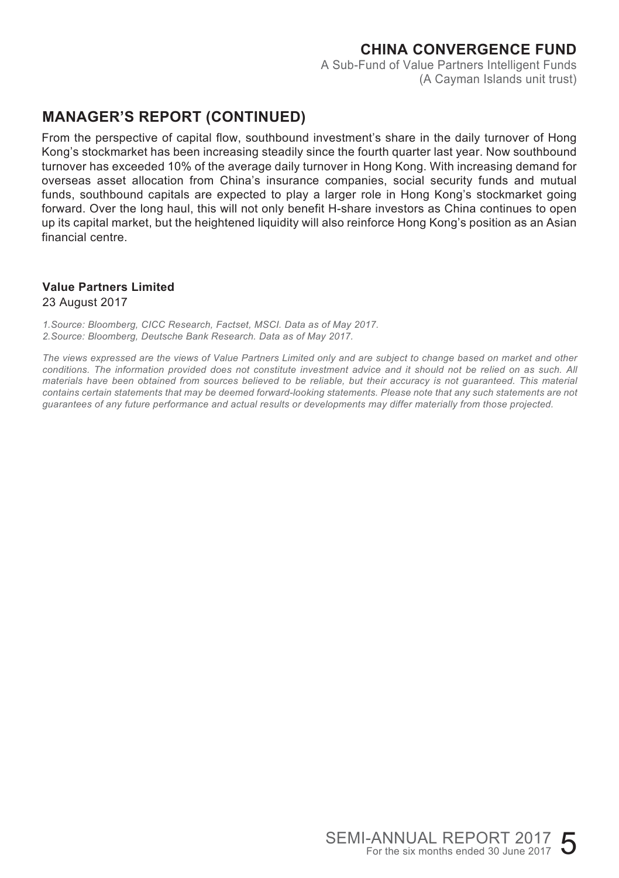## MANAGER'S REPORT (CONTINUED)

From the perspective of capital flow, southbound investment's share in the daily turnover of Hong Kong's stockmarket has been increasing steadily since the fourth quarter last year. Now southbound turnover has exceeded 10% of the average daily turnover in Hong Kong. With increasing demand for overseas asset allocation from China's insurance companies, social security funds and mutual funds, southbound capitals are expected to play a larger role in Hong Kong's stockmarket going forward. Over the long haul, this will not only benefit H-share investors as China continues to open up its capital market, but the heightened liquidity will also reinforce Hong Kong's position as an Asian financial centre.

**Value Partners Limited**
23 August 2017

*1.Source: Bloomberg, CICC Research, Factset, MSCI. Data as of May 2017.*
*2.Source: Bloomberg, Deutsche Bank Research. Data as of May 2017.*

*The views expressed are the views of Value Partners Limited only and are subject to change based on market and other conditions. The information provided does not constitute investment advice and it should not be relied on as such. All materials have been obtained from sources believed to be reliable, but their accuracy is not guaranteed. This material contains certain statements that may be deemed forward-looking statements. Please note that any such statements are not guarantees of any future performance and actual results or developments may differ materially from those projected.*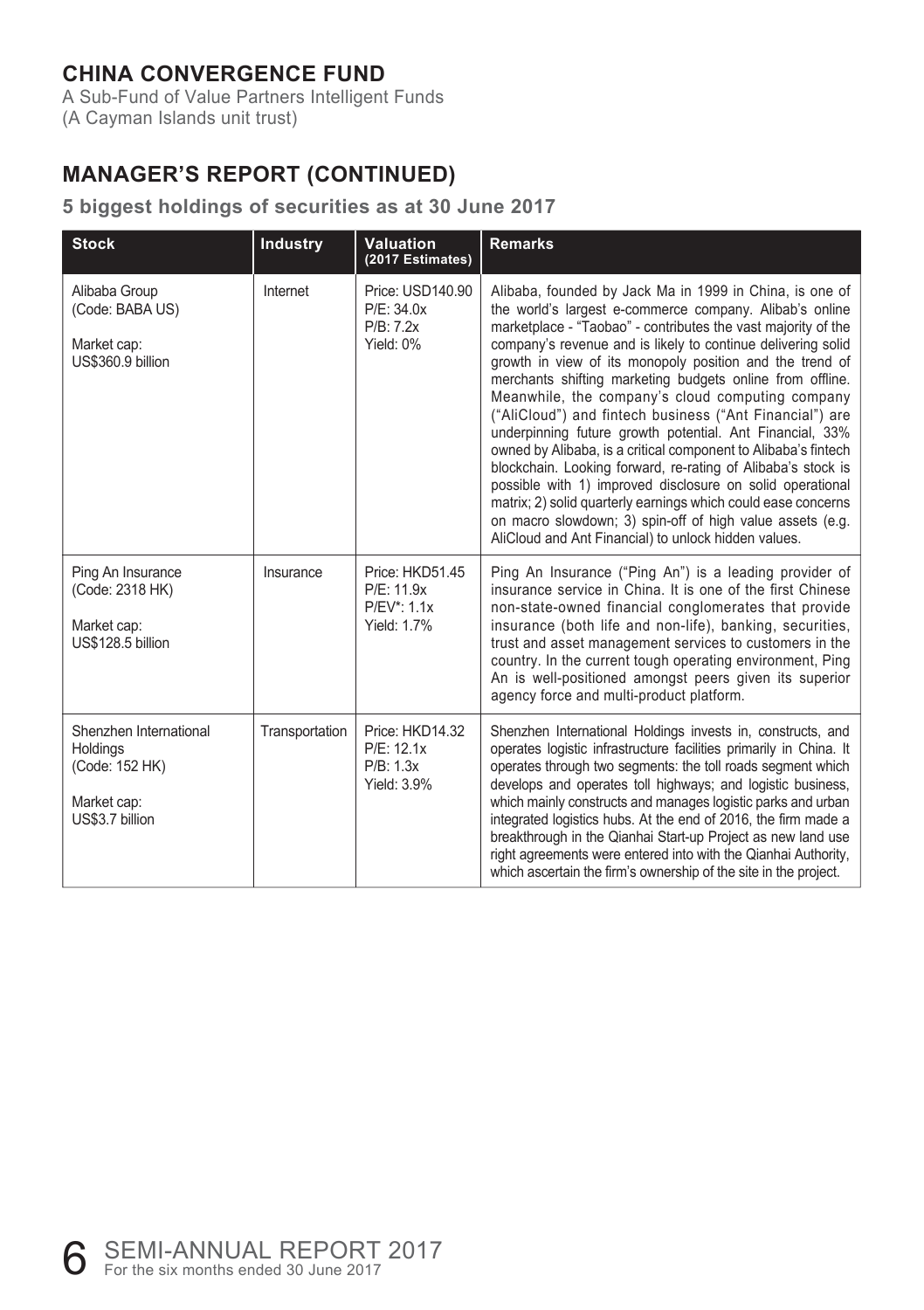# CHINA CONVERGENCE FUND

A Sub-Fund of Value Partners Intelligent Funds
(A Cayman Islands unit trust)

## MANAGER'S REPORT (CONTINUED)

### 5 biggest holdings of securities as at 30 June 2017

| Stock | Industry | Valuation (2017 Estimates) | Remarks |
|---|---|---|---|
| Alibaba Group (Code: BABA US)<br><br>Market cap: US$360.9 billion | Internet | Price: USD140.90<br>P/E: 34.0x<br>P/B: 7.2x<br>Yield: 0% | Alibaba, founded by Jack Ma in 1999 in China, is one of the world's largest e-commerce company. Alibab's online marketplace - "Taobao" - contributes the vast majority of the company's revenue and is likely to continue delivering solid growth in view of its monopoly position and the trend of merchants shifting marketing budgets online from offline. Meanwhile, the company's cloud computing company ("AliCloud") and fintech business ("Ant Financial") are underpinning future growth potential. Ant Financial, 33% owned by Alibaba, is a critical component to Alibaba's fintech blockchain. Looking forward, re-rating of Alibaba's stock is possible with 1) improved disclosure on solid operational matrix; 2) solid quarterly earnings which could ease concerns on macro slowdown; 3) spin-off of high value assets (e.g. AliCloud and Ant Financial) to unlock hidden values. |
| Ping An Insurance (Code: 2318 HK)<br><br>Market cap: US$128.5 billion | Insurance | Price: HKD51.45<br>P/E: 11.9x<br>P/EV*: 1.1x<br>Yield: 1.7% | Ping An Insurance ("Ping An") is a leading provider of insurance service in China. It is one of the first Chinese non-state-owned financial conglomerates that provide insurance (both life and non-life), banking, securities, trust and asset management services to customers in the country. In the current tough operating environment, Ping An is well-positioned amongst peers given its superior agency force and multi-product platform. |
| Shenzhen International Holdings (Code: 152 HK)<br><br>Market cap: US$3.7 billion | Transportation | Price: HKD14.32<br>P/E: 12.1x<br>P/B: 1.3x<br>Yield: 3.9% | Shenzhen International Holdings invests in, constructs, and operates logistic infrastructure facilities primarily in China. It operates through two segments: the toll roads segment which develops and operates toll highways; and logistic business, which mainly constructs and manages logistic parks and urban integrated logistics hubs. At the end of 2016, the firm made a breakthrough in the Qianhai Start-up Project as new land use right agreements were entered into with the Qianhai Authority, which ascertain the firm's ownership of the site in the project. |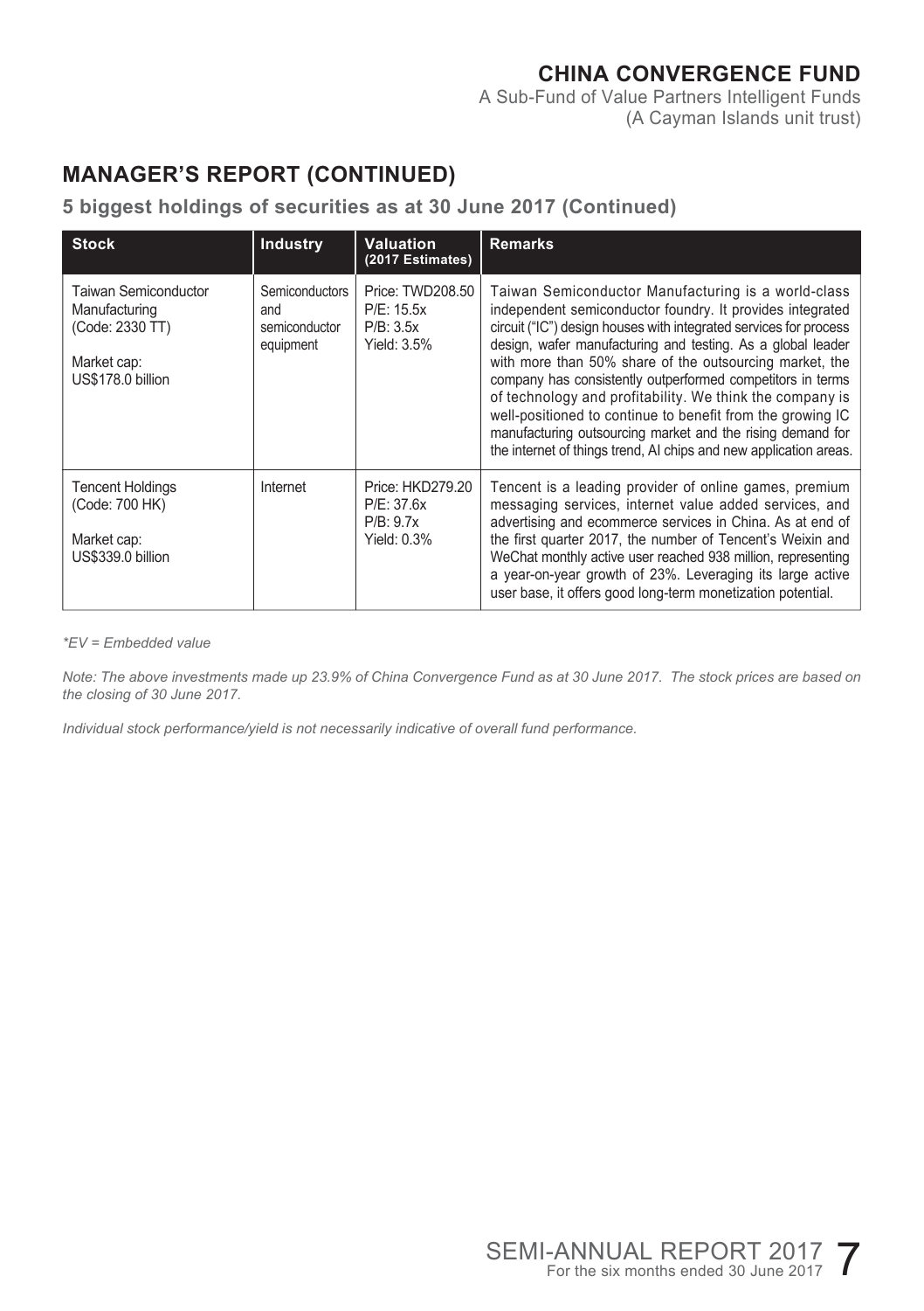## MANAGER'S REPORT (CONTINUED)

### 5 biggest holdings of securities as at 30 June 2017 (Continued)

| Stock | Industry | Valuation (2017 Estimates) | Remarks |
|---|---|---|---|
| Taiwan Semiconductor Manufacturing (Code: 2330 TT)<br><br>Market cap: US$178.0 billion | Semiconductors and semiconductor equipment | Price: TWD208.50<br>P/E: 15.5x<br>P/B: 3.5x<br>Yield: 3.5% | Taiwan Semiconductor Manufacturing is a world-class independent semiconductor foundry. It provides integrated circuit ("IC") design houses with integrated services for process design, wafer manufacturing and testing. As a global leader with more than 50% share of the outsourcing market, the company has consistently outperformed competitors in terms of technology and profitability. We think the company is well-positioned to continue to benefit from the growing IC manufacturing outsourcing market and the rising demand for the internet of things trend, AI chips and new application areas. |
| Tencent Holdings (Code: 700 HK)<br><br>Market cap: US$339.0 billion | Internet | Price: HKD279.20<br>P/E: 37.6x<br>P/B: 9.7x<br>Yield: 0.3% | Tencent is a leading provider of online games, premium messaging services, internet value added services, and advertising and ecommerce services in China. As at end of the first quarter 2017, the number of Tencent's Weixin and WeChat monthly active user reached 938 million, representing a year-on-year growth of 23%. Leveraging its large active user base, it offers good long-term monetization potential. |

*\*EV = Embedded value*

*Note: The above investments made up 23.9% of China Convergence Fund as at 30 June 2017. The stock prices are based on the closing of 30 June 2017.*

*Individual stock performance/yield is not necessarily indicative of overall fund performance.*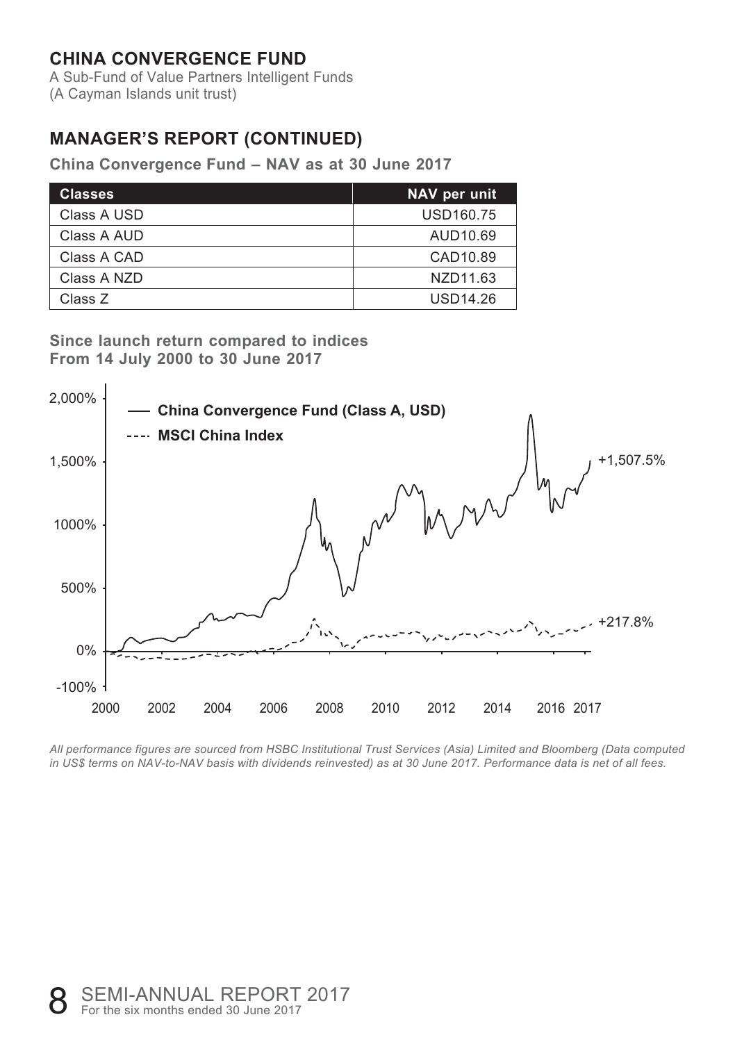**CHINA CONVERGENCE FUND**
A Sub-Fund of Value Partners Intelligent Funds
(A Cayman Islands unit trust)

## MANAGER'S REPORT (CONTINUED)

**China Convergence Fund – NAV as at 30 June 2017**

| Classes | NAV per unit |
|---|---|
| Class A USD | USD160.75 |
| Class A AUD | AUD10.69 |
| Class A CAD | CAD10.89 |
| Class A NZD | NZD11.63 |
| Class Z | USD14.26 |

**Since launch return compared to indices**
**From 14 July 2000 to 30 June 2017**

— China Convergence Fund (Class A, USD) +1,507.5%

---- MSCI China Index +217.8%

*All performance figures are sourced from HSBC Institutional Trust Services (Asia) Limited and Bloomberg (Data computed in US$ terms on NAV-to-NAV basis with dividends reinvested) as at 30 June 2017. Performance data is net of all fees.*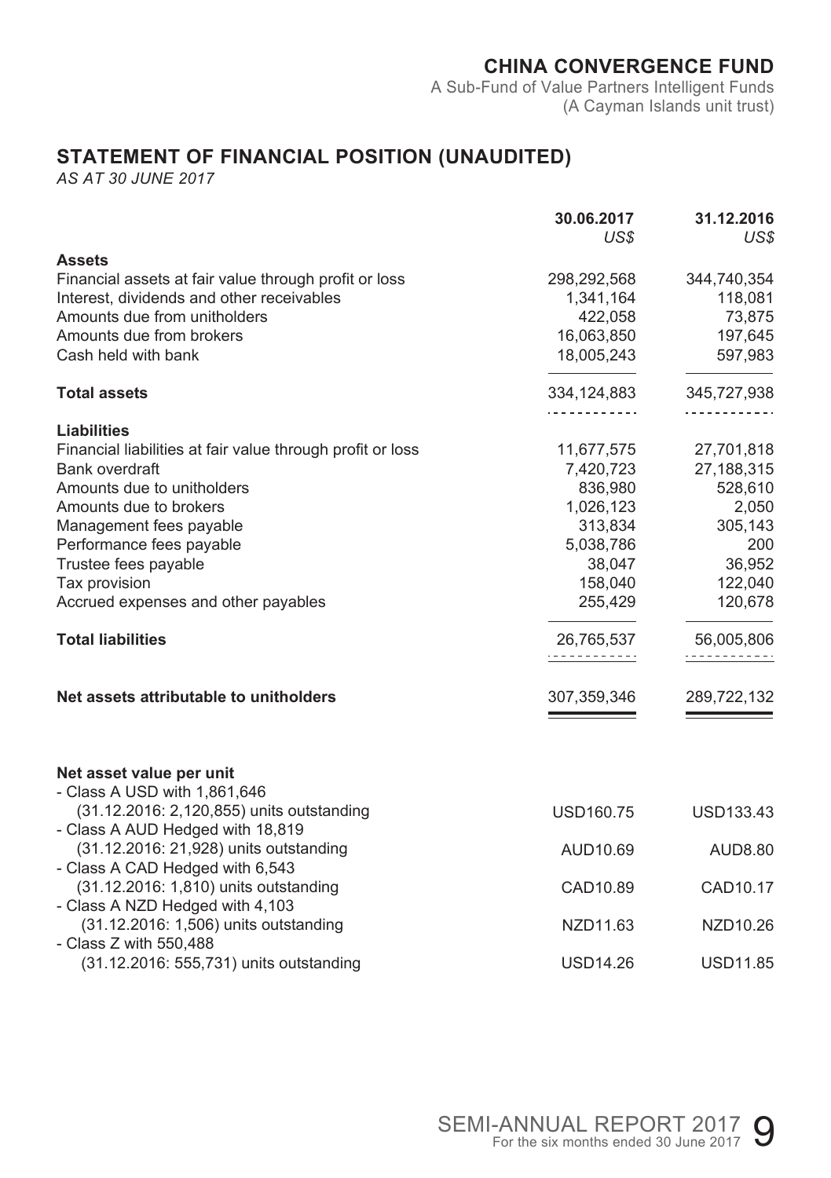# CHINA CONVERGENCE FUND

A Sub-Fund of Value Partners Intelligent Funds
(A Cayman Islands unit trust)

## STATEMENT OF FINANCIAL POSITION (UNAUDITED)

*AS AT 30 JUNE 2017*

| | **30.06.2017** *US$* | **31.12.2016** *US$* |
|---|---|---|
| **Assets** | | |
| Financial assets at fair value through profit or loss | 298,292,568 | 344,740,354 |
| Interest, dividends and other receivables | 1,341,164 | 118,081 |
| Amounts due from unitholders | 422,058 | 73,875 |
| Amounts due from brokers | 16,063,850 | 197,645 |
| Cash held with bank | 18,005,243 | 597,983 |
| **Total assets** | 334,124,883 | 345,727,938 |
| **Liabilities** | | |
| Financial liabilities at fair value through profit or loss | 11,677,575 | 27,701,818 |
| Bank overdraft | 7,420,723 | 27,188,315 |
| Amounts due to unitholders | 836,980 | 528,610 |
| Amounts due to brokers | 1,026,123 | 2,050 |
| Management fees payable | 313,834 | 305,143 |
| Performance fees payable | 5,038,786 | 200 |
| Trustee fees payable | 38,047 | 36,952 |
| Tax provision | 158,040 | 122,040 |
| Accrued expenses and other payables | 255,429 | 120,678 |
| **Total liabilities** | 26,765,537 | 56,005,806 |
| **Net assets attributable to unitholders** | 307,359,346 | 289,722,132 |
| **Net asset value per unit** | | |
| - Class A USD with 1,861,646 (31.12.2016: 2,120,855) units outstanding | USD160.75 | USD133.43 |
| - Class A AUD Hedged with 18,819 (31.12.2016: 21,928) units outstanding | AUD10.69 | AUD8.80 |
| - Class A CAD Hedged with 6,543 (31.12.2016: 1,810) units outstanding | CAD10.89 | CAD10.17 |
| - Class A NZD Hedged with 4,103 (31.12.2016: 1,506) units outstanding | NZD11.63 | NZD10.26 |
| - Class Z with 550,488 (31.12.2016: 555,731) units outstanding | USD14.26 | USD11.85 |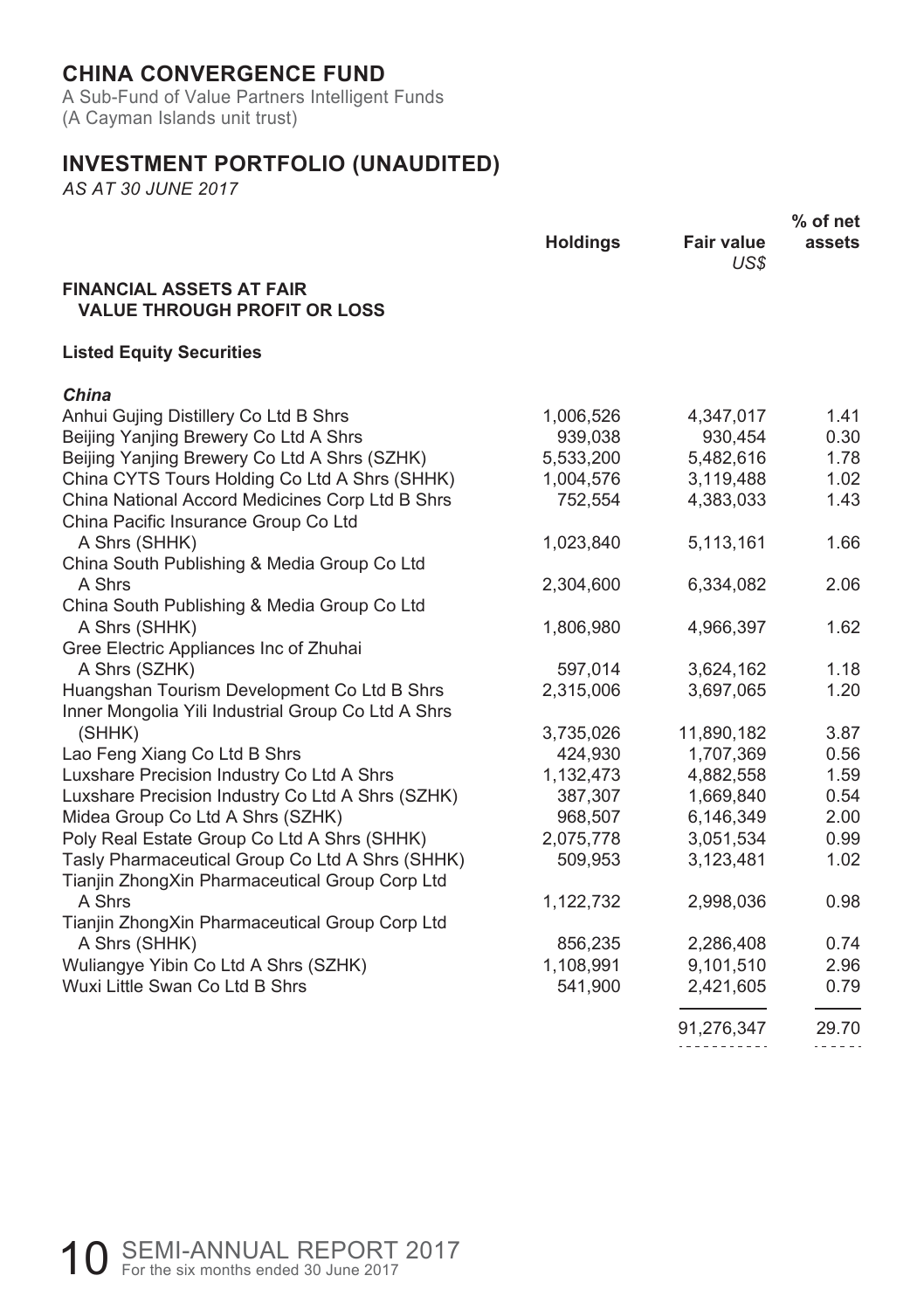# CHINA CONVERGENCE FUND

A Sub-Fund of Value Partners Intelligent Funds
(A Cayman Islands unit trust)

## INVESTMENT PORTFOLIO (UNAUDITED)

*AS AT 30 JUNE 2017*

| | Holdings | Fair value US$ | % of net assets |
|---|---|---|---|
| **FINANCIAL ASSETS AT FAIR VALUE THROUGH PROFIT OR LOSS** | | | |
| **Listed Equity Securities** | | | |
| ***China*** | | | |
| Anhui Gujing Distillery Co Ltd B Shrs | 1,006,526 | 4,347,017 | 1.41 |
| Beijing Yanjing Brewery Co Ltd A Shrs | 939,038 | 930,454 | 0.30 |
| Beijing Yanjing Brewery Co Ltd A Shrs (SZHK) | 5,533,200 | 5,482,616 | 1.78 |
| China CYTS Tours Holding Co Ltd A Shrs (SHHK) | 1,004,576 | 3,119,488 | 1.02 |
| China National Accord Medicines Corp Ltd B Shrs | 752,554 | 4,383,033 | 1.43 |
| China Pacific Insurance Group Co Ltd A Shrs (SHHK) | 1,023,840 | 5,113,161 | 1.66 |
| China South Publishing & Media Group Co Ltd A Shrs | 2,304,600 | 6,334,082 | 2.06 |
| China South Publishing & Media Group Co Ltd A Shrs (SHHK) | 1,806,980 | 4,966,397 | 1.62 |
| Gree Electric Appliances Inc of Zhuhai A Shrs (SZHK) | 597,014 | 3,624,162 | 1.18 |
| Huangshan Tourism Development Co Ltd B Shrs | 2,315,006 | 3,697,065 | 1.20 |
| Inner Mongolia Yili Industrial Group Co Ltd A Shrs (SHHK) | 3,735,026 | 11,890,182 | 3.87 |
| Lao Feng Xiang Co Ltd B Shrs | 424,930 | 1,707,369 | 0.56 |
| Luxshare Precision Industry Co Ltd A Shrs | 1,132,473 | 4,882,558 | 1.59 |
| Luxshare Precision Industry Co Ltd A Shrs (SZHK) | 387,307 | 1,669,840 | 0.54 |
| Midea Group Co Ltd A Shrs (SZHK) | 968,507 | 6,146,349 | 2.00 |
| Poly Real Estate Group Co Ltd A Shrs (SHHK) | 2,075,778 | 3,051,534 | 0.99 |
| Tasly Pharmaceutical Group Co Ltd A Shrs (SHHK) | 509,953 | 3,123,481 | 1.02 |
| Tianjin ZhongXin Pharmaceutical Group Corp Ltd A Shrs | 1,122,732 | 2,998,036 | 0.98 |
| Tianjin ZhongXin Pharmaceutical Group Corp Ltd A Shrs (SHHK) | 856,235 | 2,286,408 | 0.74 |
| Wuliangye Yibin Co Ltd A Shrs (SZHK) | 1,108,991 | 9,101,510 | 2.96 |
| Wuxi Little Swan Co Ltd B Shrs | 541,900 | 2,421,605 | 0.79 |
| | | 91,276,347 | 29.70 |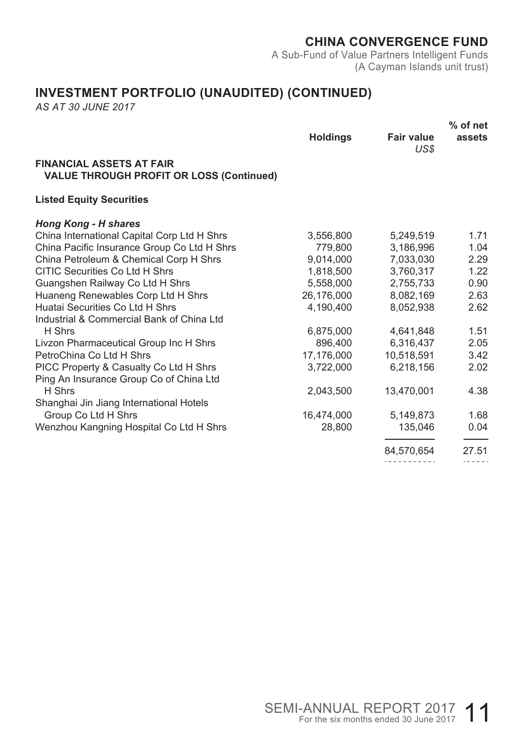## INVESTMENT PORTFOLIO (UNAUDITED) (CONTINUED)

*AS AT 30 JUNE 2017*

| | Holdings | Fair value US$ | % of net assets |
|---|---|---|---|
| **FINANCIAL ASSETS AT FAIR VALUE THROUGH PROFIT OR LOSS (Continued)** | | | |
| **Listed Equity Securities** | | | |
| ***Hong Kong - H shares*** | | | |
| China International Capital Corp Ltd H Shrs | 3,556,800 | 5,249,519 | 1.71 |
| China Pacific Insurance Group Co Ltd H Shrs | 779,800 | 3,186,996 | 1.04 |
| China Petroleum & Chemical Corp H Shrs | 9,014,000 | 7,033,030 | 2.29 |
| CITIC Securities Co Ltd H Shrs | 1,818,500 | 3,760,317 | 1.22 |
| Guangshen Railway Co Ltd H Shrs | 5,558,000 | 2,755,733 | 0.90 |
| Huaneng Renewables Corp Ltd H Shrs | 26,176,000 | 8,082,169 | 2.63 |
| Huatai Securities Co Ltd H Shrs | 4,190,400 | 8,052,938 | 2.62 |
| Industrial & Commercial Bank of China Ltd H Shrs | 6,875,000 | 4,641,848 | 1.51 |
| Livzon Pharmaceutical Group Inc H Shrs | 896,400 | 6,316,437 | 2.05 |
| PetroChina Co Ltd H Shrs | 17,176,000 | 10,518,591 | 3.42 |
| PICC Property & Casualty Co Ltd H Shrs | 3,722,000 | 6,218,156 | 2.02 |
| Ping An Insurance Group Co of China Ltd H Shrs | 2,043,500 | 13,470,001 | 4.38 |
| Shanghai Jin Jiang International Hotels Group Co Ltd H Shrs | 16,474,000 | 5,149,873 | 1.68 |
| Wenzhou Kangning Hospital Co Ltd H Shrs | 28,800 | 135,046 | 0.04 |
| | | 84,570,654 | 27.51 |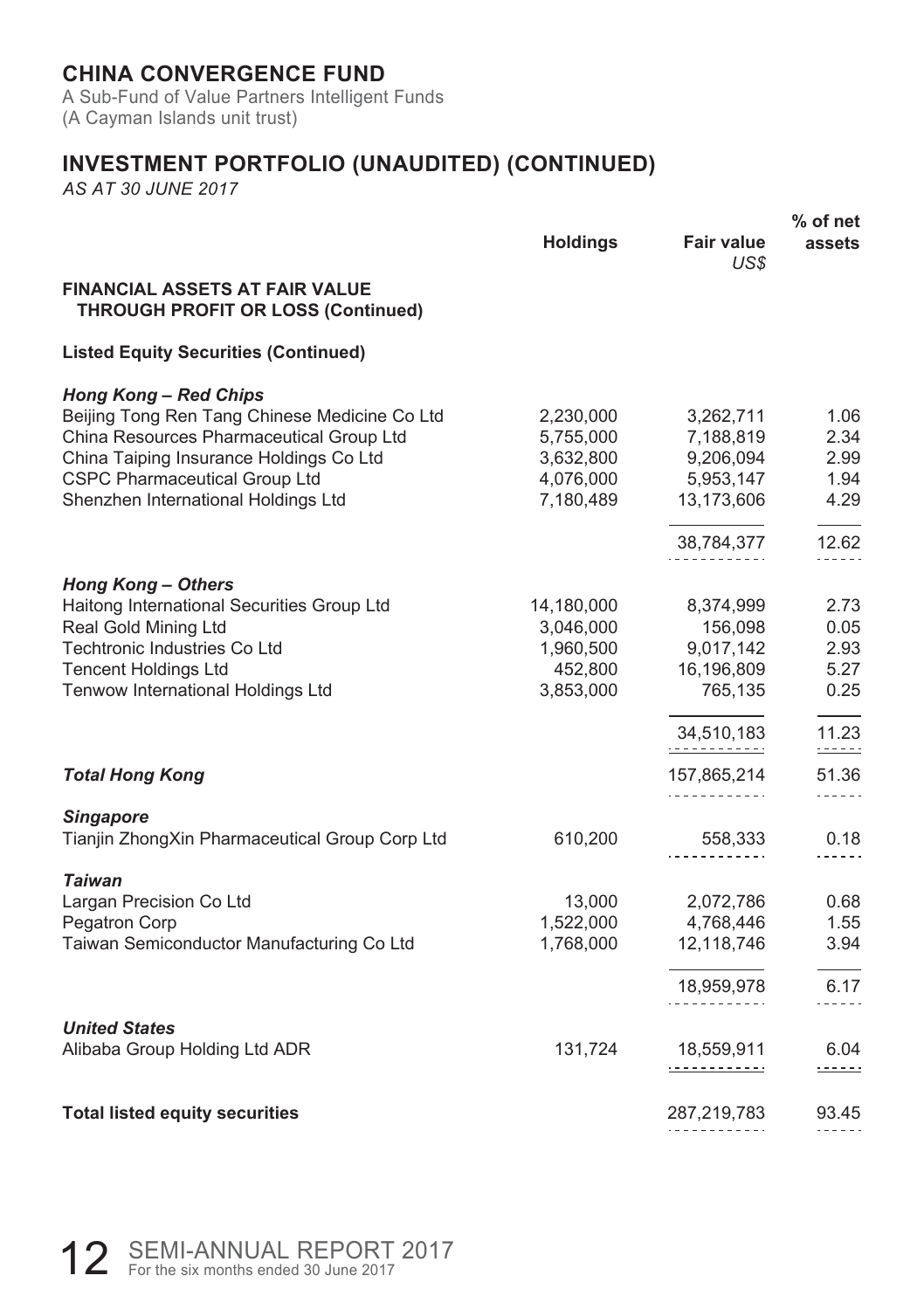## CHINA CONVERGENCE FUND

A Sub-Fund of Value Partners Intelligent Funds
(A Cayman Islands unit trust)

## INVESTMENT PORTFOLIO (UNAUDITED) (CONTINUED)

*AS AT 30 JUNE 2017*

| | Holdings | Fair value US$ | % of net assets |
|---|---|---|---|
| **FINANCIAL ASSETS AT FAIR VALUE THROUGH PROFIT OR LOSS (Continued)** | | | |
| **Listed Equity Securities (Continued)** | | | |
| ***Hong Kong – Red Chips*** | | | |
| Beijing Tong Ren Tang Chinese Medicine Co Ltd | 2,230,000 | 3,262,711 | 1.06 |
| China Resources Pharmaceutical Group Ltd | 5,755,000 | 7,188,819 | 2.34 |
| China Taiping Insurance Holdings Co Ltd | 3,632,800 | 9,206,094 | 2.99 |
| CSPC Pharmaceutical Group Ltd | 4,076,000 | 5,953,147 | 1.94 |
| Shenzhen International Holdings Ltd | 7,180,489 | 13,173,606 | 4.29 |
| | | 38,784,377 | 12.62 |
| ***Hong Kong – Others*** | | | |
| Haitong International Securities Group Ltd | 14,180,000 | 8,374,999 | 2.73 |
| Real Gold Mining Ltd | 3,046,000 | 156,098 | 0.05 |
| Techtronic Industries Co Ltd | 1,960,500 | 9,017,142 | 2.93 |
| Tencent Holdings Ltd | 452,800 | 16,196,809 | 5.27 |
| Tenwow International Holdings Ltd | 3,853,000 | 765,135 | 0.25 |
| | | 34,510,183 | 11.23 |
| ***Total Hong Kong*** | | 157,865,214 | 51.36 |
| ***Singapore*** | | | |
| Tianjin ZhongXin Pharmaceutical Group Corp Ltd | 610,200 | 558,333 | 0.18 |
| ***Taiwan*** | | | |
| Largan Precision Co Ltd | 13,000 | 2,072,786 | 0.68 |
| Pegatron Corp | 1,522,000 | 4,768,446 | 1.55 |
| Taiwan Semiconductor Manufacturing Co Ltd | 1,768,000 | 12,118,746 | 3.94 |
| | | 18,959,978 | 6.17 |
| ***United States*** | | | |
| Alibaba Group Holding Ltd ADR | 131,724 | 18,559,911 | 6.04 |
| **Total listed equity securities** | | 287,219,783 | 93.45 |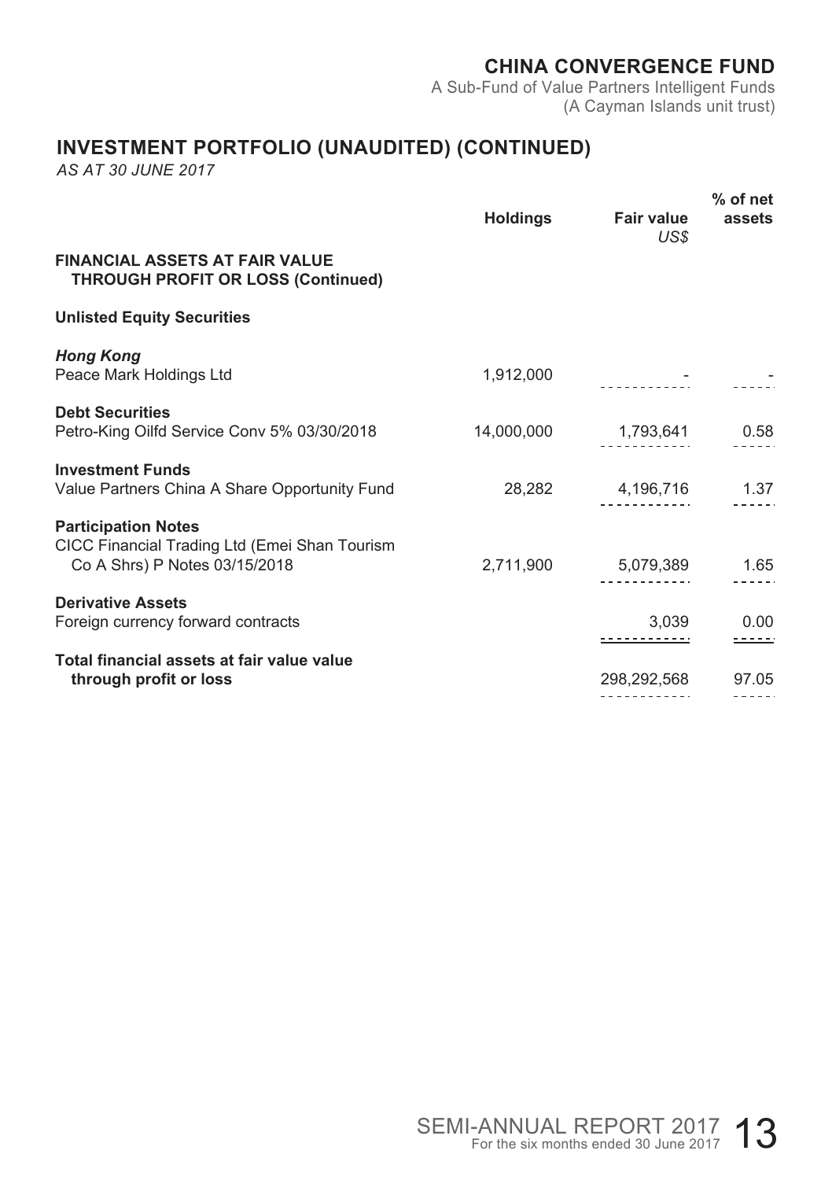# CHINA CONVERGENCE FUND

A Sub-Fund of Value Partners Intelligent Funds
(A Cayman Islands unit trust)

## INVESTMENT PORTFOLIO (UNAUDITED) (CONTINUED)

*AS AT 30 JUNE 2017*

| | Holdings | Fair value *US$* | % of net assets |
|---|---|---|---|
| **FINANCIAL ASSETS AT FAIR VALUE THROUGH PROFIT OR LOSS (Continued)** | | | |
| **Unlisted Equity Securities** | | | |
| ***Hong Kong*** | | | |
| Peace Mark Holdings Ltd | 1,912,000 | - | - |
| **Debt Securities** | | | |
| Petro-King Oilfd Service Conv 5% 03/30/2018 | 14,000,000 | 1,793,641 | 0.58 |
| **Investment Funds** | | | |
| Value Partners China A Share Opportunity Fund | 28,282 | 4,196,716 | 1.37 |
| **Participation Notes** | | | |
| CICC Financial Trading Ltd (Emei Shan Tourism Co A Shrs) P Notes 03/15/2018 | 2,711,900 | 5,079,389 | 1.65 |
| **Derivative Assets** | | | |
| Foreign currency forward contracts | | 3,039 | 0.00 |
| **Total financial assets at fair value value through profit or loss** | | 298,292,568 | 97.05 |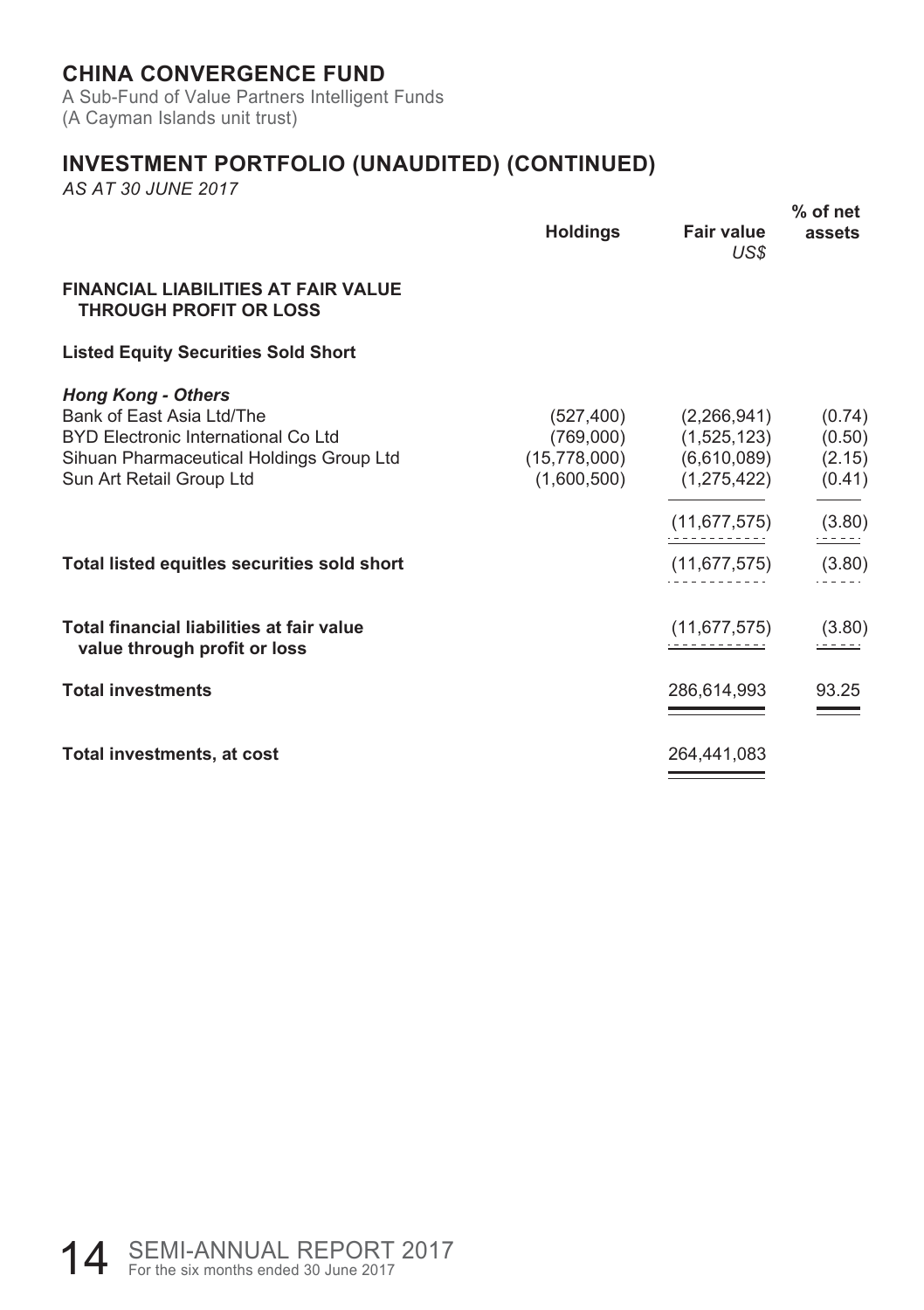# CHINA CONVERGENCE FUND

A Sub-Fund of Value Partners Intelligent Funds
(A Cayman Islands unit trust)

## INVESTMENT PORTFOLIO (UNAUDITED) (CONTINUED)

*AS AT 30 JUNE 2017*

| | Holdings | Fair value US$ | % of net assets |
|---|---|---|---|
| **FINANCIAL LIABILITIES AT FAIR VALUE THROUGH PROFIT OR LOSS** | | | |
| **Listed Equity Securities Sold Short** | | | |
| ***Hong Kong - Others*** | | | |
| Bank of East Asia Ltd/The | (527,400) | (2,266,941) | (0.74) |
| BYD Electronic International Co Ltd | (769,000) | (1,525,123) | (0.50) |
| Sihuan Pharmaceutical Holdings Group Ltd | (15,778,000) | (6,610,089) | (2.15) |
| Sun Art Retail Group Ltd | (1,600,500) | (1,275,422) | (0.41) |
| | | (11,677,575) | (3.80) |
| **Total listed equitles securities sold short** | | (11,677,575) | (3.80) |
| **Total financial liabilities at fair value through profit or loss** | | (11,677,575) | (3.80) |
| **Total investments** | | 286,614,993 | 93.25 |
| **Total investments, at cost** | | 264,441,083 | |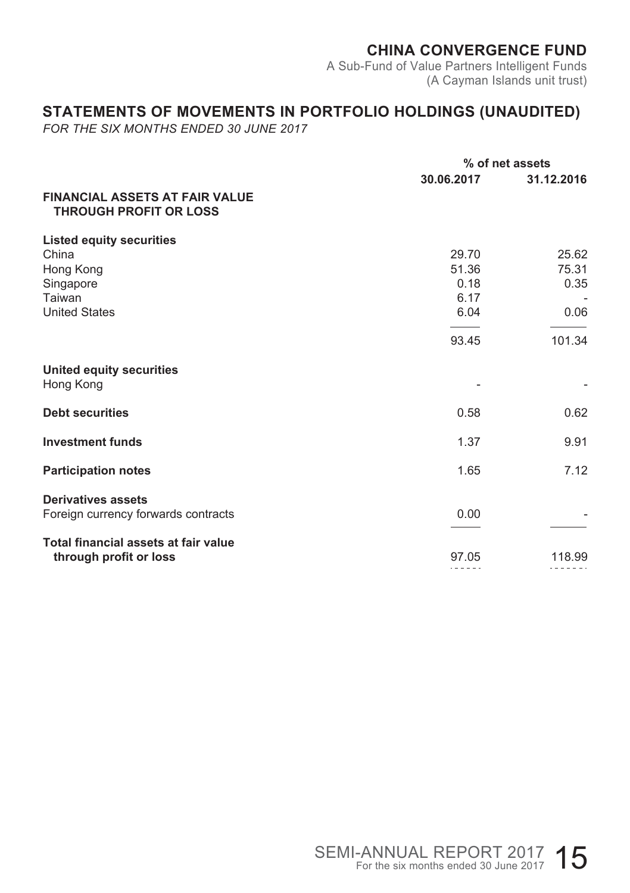## CHINA CONVERGENCE FUND

A Sub-Fund of Value Partners Intelligent Funds
(A Cayman Islands unit trust)

# STATEMENTS OF MOVEMENTS IN PORTFOLIO HOLDINGS (UNAUDITED)

*FOR THE SIX MONTHS ENDED 30 JUNE 2017*

| | % of net assets | |
|---|---|---|
| | **30.06.2017** | **31.12.2016** |
| **FINANCIAL ASSETS AT FAIR VALUE THROUGH PROFIT OR LOSS** | | |
| **Listed equity securities** | | |
| China | 29.70 | 25.62 |
| Hong Kong | 51.36 | 75.31 |
| Singapore | 0.18 | 0.35 |
| Taiwan | 6.17 | - |
| United States | 6.04 | 0.06 |
| | 93.45 | 101.34 |
| **United equity securities** | | |
| Hong Kong | - | - |
| **Debt securities** | 0.58 | 0.62 |
| **Investment funds** | 1.37 | 9.91 |
| **Participation notes** | 1.65 | 7.12 |
| **Derivatives assets** | | |
| Foreign currency forwards contracts | 0.00 | - |
| **Total financial assets at fair value through profit or loss** | 97.05 | 118.99 |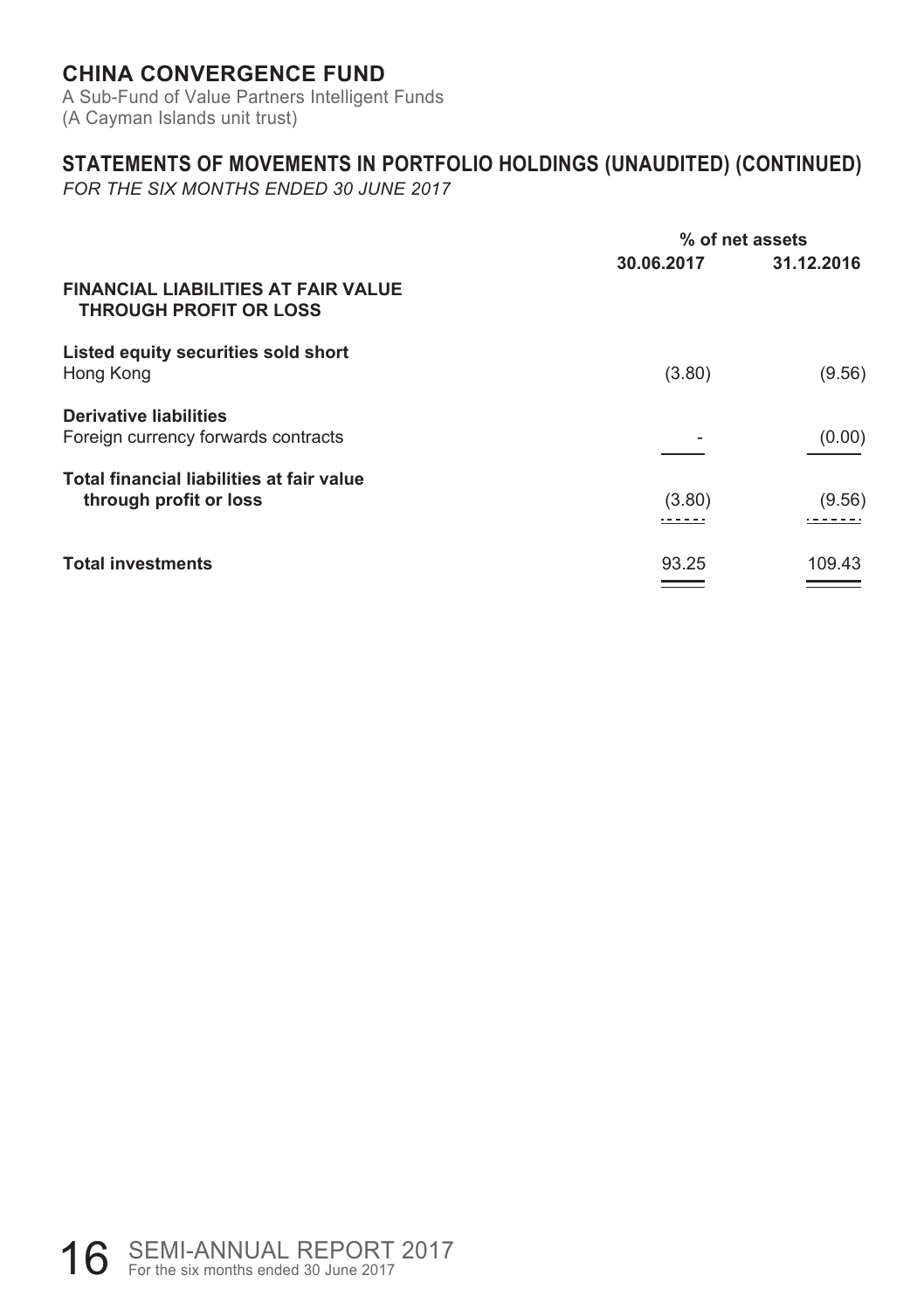# CHINA CONVERGENCE FUND

A Sub-Fund of Value Partners Intelligent Funds
(A Cayman Islands unit trust)

## STATEMENTS OF MOVEMENTS IN PORTFOLIO HOLDINGS (UNAUDITED) (CONTINUED)

*FOR THE SIX MONTHS ENDED 30 JUNE 2017*

| | % of net assets | |
|---|---|---|
| | **30.06.2017** | **31.12.2016** |
| **FINANCIAL LIABILITIES AT FAIR VALUE THROUGH PROFIT OR LOSS** | | |
| **Listed equity securities sold short** | | |
| Hong Kong | (3.80) | (9.56) |
| **Derivative liabilities** | | |
| Foreign currency forwards contracts | - | (0.00) |
| **Total financial liabilities at fair value through profit or loss** | (3.80) | (9.56) |
| **Total investments** | 93.25 | 109.43 |